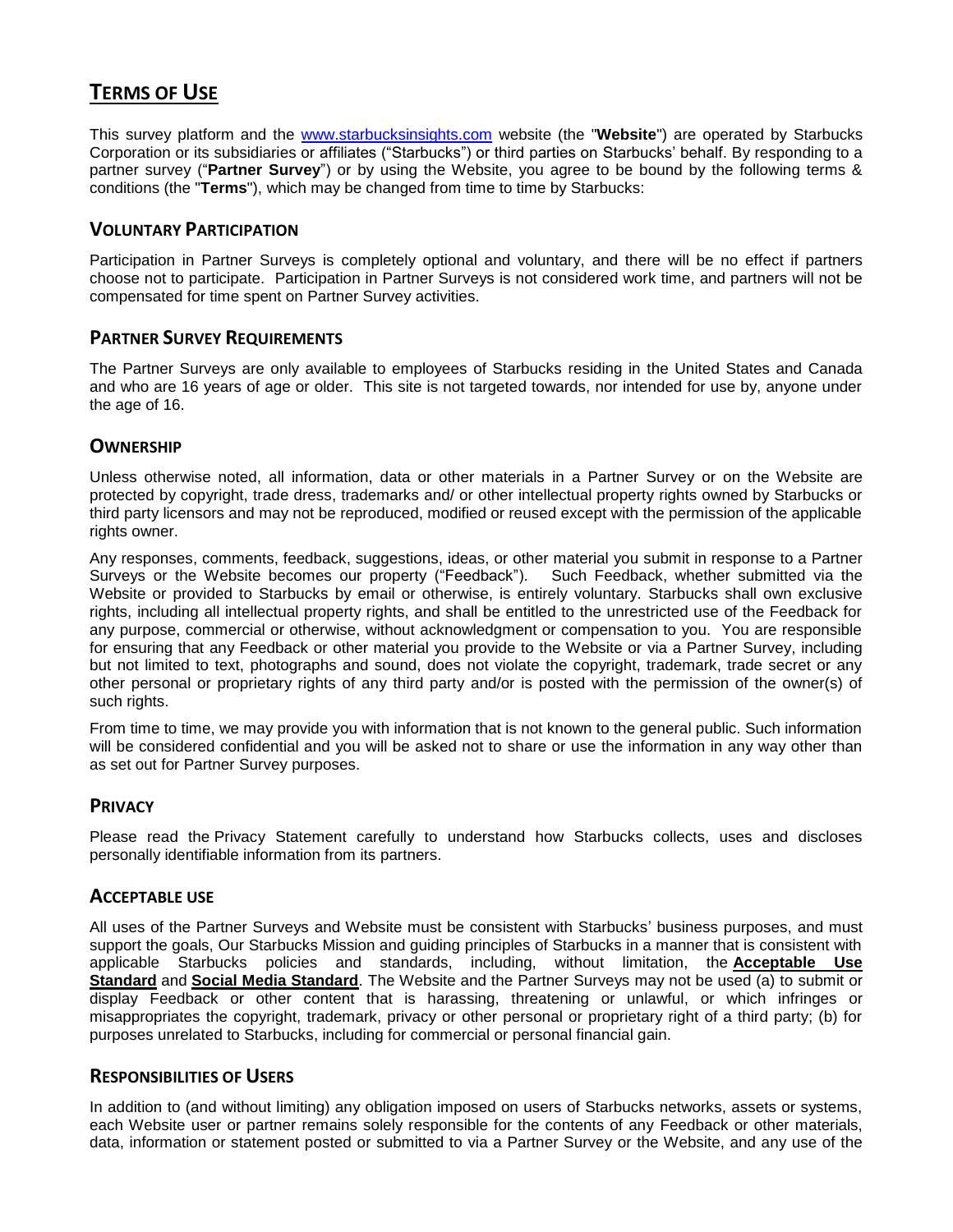# TERMS OF USE

This survey platform and the [www.starbucksinsights.com](www.starbucksinsights.com) website (the "**Website**") are operated by Starbucks Corporation or its subsidiaries or affiliates ("Starbucks") or third parties on Starbucks' behalf. By responding to a partner survey ("**Partner Survey**") or by using the Website, you agree to be bound by the following terms & conditions (the "**Terms**"), which may be changed from time to time by Starbucks:

## VOLUNTARY PARTICIPATION

Participation in Partner Surveys is completely optional and voluntary, and there will be no effect if partners choose not to participate. Participation in Partner Surveys is not considered work time, and partners will not be compensated for time spent on Partner Survey activities.

## PARTNER SURVEY REQUIREMENTS

The Partner Surveys are only available to employees of Starbucks residing in the United States and Canada and who are 16 years of age or older. This site is not targeted towards, nor intended for use by, anyone under the age of 16.

## OWNERSHIP

Unless otherwise noted, all information, data or other materials in a Partner Survey or on the Website are protected by copyright, trade dress, trademarks and/ or other intellectual property rights owned by Starbucks or third party licensors and may not be reproduced, modified or reused except with the permission of the applicable rights owner.

Any responses, comments, feedback, suggestions, ideas, or other material you submit in response to a Partner Surveys or the Website becomes our property ("Feedback"). Such Feedback, whether submitted via the Website or provided to Starbucks by email or otherwise, is entirely voluntary. Starbucks shall own exclusive rights, including all intellectual property rights, and shall be entitled to the unrestricted use of the Feedback for any purpose, commercial or otherwise, without acknowledgment or compensation to you. You are responsible for ensuring that any Feedback or other material you provide to the Website or via a Partner Survey, including but not limited to text, photographs and sound, does not violate the copyright, trademark, trade secret or any other personal or proprietary rights of any third party and/or is posted with the permission of the owner(s) of such rights.

From time to time, we may provide you with information that is not known to the general public. Such information will be considered confidential and you will be asked not to share or use the information in any way other than as set out for Partner Survey purposes.

## PRIVACY

Please read the Privacy Statement carefully to understand how Starbucks collects, uses and discloses personally identifiable information from its partners.

## ACCEPTABLE USE

All uses of the Partner Surveys and Website must be consistent with Starbucks' business purposes, and must support the goals, Our Starbucks Mission and guiding principles of Starbucks in a manner that is consistent with applicable Starbucks policies and standards, including, without limitation, the **Acceptable Use Standard** and **Social Media Standard**. The Website and the Partner Surveys may not be used (a) to submit or display Feedback or other content that is harassing, threatening or unlawful, or which infringes or misappropriates the copyright, trademark, privacy or other personal or proprietary right of a third party; (b) for purposes unrelated to Starbucks, including for commercial or personal financial gain.

## RESPONSIBILITIES OF USERS

In addition to (and without limiting) any obligation imposed on users of Starbucks networks, assets or systems, each Website user or partner remains solely responsible for the contents of any Feedback or other materials, data, information or statement posted or submitted to via a Partner Survey or the Website, and any use of the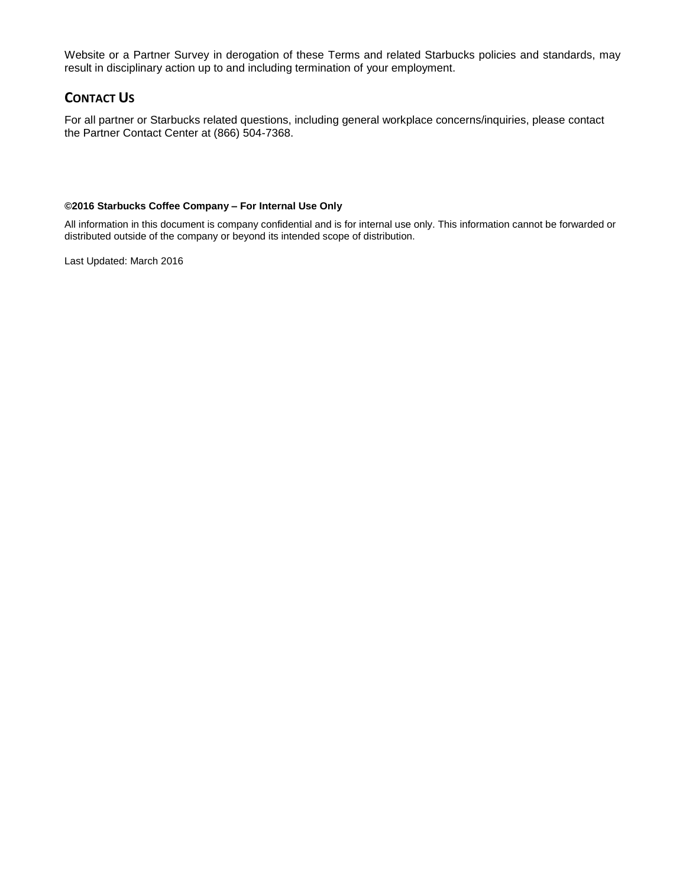Website or a Partner Survey in derogation of these Terms and related Starbucks policies and standards, may result in disciplinary action up to and including termination of your employment.

## CONTACT US

For all partner or Starbucks related questions, including general workplace concerns/inquiries, please contact the Partner Contact Center at (866) 504-7368.

**©2016 Starbucks Coffee Company – For Internal Use Only**

All information in this document is company confidential and is for internal use only. This information cannot be forwarded or distributed outside of the company or beyond its intended scope of distribution.

Last Updated: March 2016